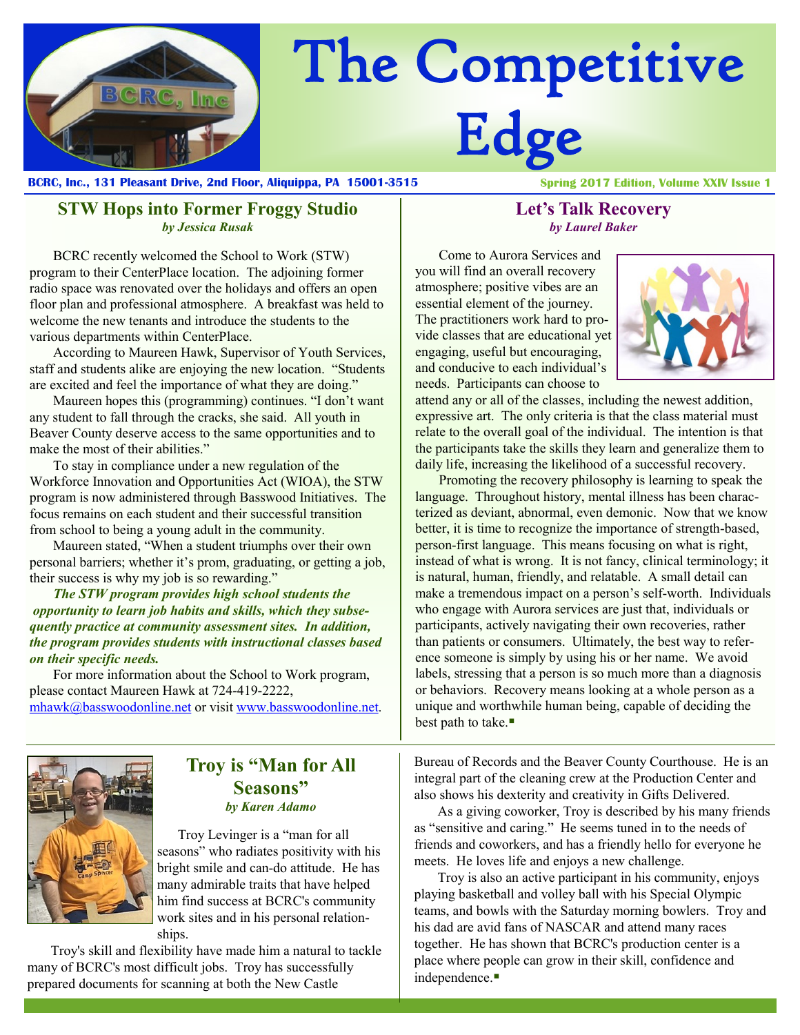# The Competitive Edge

**BCRC, Inc., 131 Pleasant Drive, 2nd Floor, Aliquippa, PA 15001-3515**

**Spring 2017 Edition, Volume XXIV Issue 1**

## STW Hops into Former Froggy Studio

***by Jessica Rusak***

BCRC recently welcomed the School to Work (STW) program to their CenterPlace location. The adjoining former radio space was renovated over the holidays and offers an open floor plan and professional atmosphere. A breakfast was held to welcome the new tenants and introduce the students to the various departments within CenterPlace.

According to Maureen Hawk, Supervisor of Youth Services, staff and students alike are enjoying the new location. "Students are excited and feel the importance of what they are doing."

Maureen hopes this (programming) continues. "I don't want any student to fall through the cracks, she said. All youth in Beaver County deserve access to the same opportunities and to make the most of their abilities."

To stay in compliance under a new regulation of the Workforce Innovation and Opportunities Act (WIOA), the STW program is now administered through Basswood Initiatives. The focus remains on each student and their successful transition from school to being a young adult in the community.

Maureen stated, "When a student triumphs over their own personal barriers; whether it's prom, graduating, or getting a job, their success is why my job is so rewarding."

***The STW program provides high school students the opportunity to learn job habits and skills, which they subsequently practice at community assessment sites. In addition, the program provides students with instructional classes based on their specific needs.***

For more information about the School to Work program, please contact Maureen Hawk at 724-419-2222, mhawk@basswoodonline.net or visit www.basswoodonline.net.

## Let's Talk Recovery

***by Laurel Baker***

Come to Aurora Services and you will find an overall recovery atmosphere; positive vibes are an essential element of the journey. The practitioners work hard to provide classes that are educational yet engaging, useful but encouraging, and conducive to each individual's needs. Participants can choose to attend any or all of the classes, including the newest addition, expressive art. The only criteria is that the class material must relate to the overall goal of the individual. The intention is that the participants take the skills they learn and generalize them to daily life, increasing the likelihood of a successful recovery.

Promoting the recovery philosophy is learning to speak the language. Throughout history, mental illness has been characterized as deviant, abnormal, even demonic. Now that we know better, it is time to recognize the importance of strength-based, person-first language. This means focusing on what is right, instead of what is wrong. It is not fancy, clinical terminology; it is natural, human, friendly, and relatable. A small detail can make a tremendous impact on a person's self-worth. Individuals who engage with Aurora services are just that, individuals or participants, actively navigating their own recoveries, rather than patients or consumers. Ultimately, the best way to reference someone is simply by using his or her name. We avoid labels, stressing that a person is so much more than a diagnosis or behaviors. Recovery means looking at a whole person as a unique and worthwhile human being, capable of deciding the best path to take.▪

## Troy is "Man for All Seasons"

***by Karen Adamo***

Troy Levinger is a "man for all seasons" who radiates positivity with his bright smile and can-do attitude. He has many admirable traits that have helped him find success at BCRC's community work sites and in his personal relationships.

Troy's skill and flexibility have made him a natural to tackle many of BCRC's most difficult jobs. Troy has successfully prepared documents for scanning at both the New Castle Bureau of Records and the Beaver County Courthouse. He is an integral part of the cleaning crew at the Production Center and also shows his dexterity and creativity in Gifts Delivered.

As a giving coworker, Troy is described by his many friends as "sensitive and caring." He seems tuned in to the needs of friends and coworkers, and has a friendly hello for everyone he meets. He loves life and enjoys a new challenge.

Troy is also an active participant in his community, enjoys playing basketball and volley ball with his Special Olympic teams, and bowls with the Saturday morning bowlers. Troy and his dad are avid fans of NASCAR and attend many races together. He has shown that BCRC's production center is a place where people can grow in their skill, confidence and independence.▪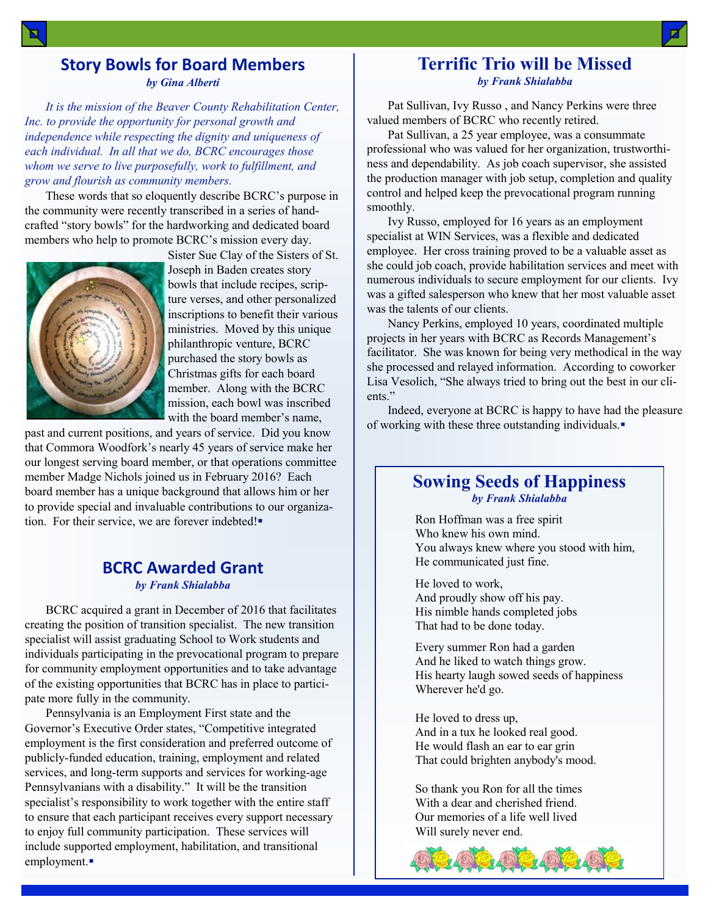## Story Bowls for Board Members

***by Gina Alberti***

*It is the mission of the Beaver County Rehabilitation Center, Inc. to provide the opportunity for personal growth and independence while respecting the dignity and uniqueness of each individual. In all that we do, BCRC encourages those whom we serve to live purposefully, work to fulfillment, and grow and flourish as community members.*

These words that so eloquently describe BCRC's purpose in the community were recently transcribed in a series of handcrafted "story bowls" for the hardworking and dedicated board members who help to promote BCRC's mission every day. Sister Sue Clay of the Sisters of St. Joseph in Baden creates story bowls that include recipes, scripture verses, and other personalized inscriptions to benefit their various ministries. Moved by this unique philanthropic venture, BCRC purchased the story bowls as Christmas gifts for each board member. Along with the BCRC mission, each bowl was inscribed with the board member's name, past and current positions, and years of service. Did you know that Commora Woodfork's nearly 45 years of service make her our longest serving board member, or that operations committee member Madge Nichols joined us in February 2016? Each board member has a unique background that allows him or her to provide special and invaluable contributions to our organization. For their service, we are forever indebted!▪

## BCRC Awarded Grant

***by Frank Shialabba***

BCRC acquired a grant in December of 2016 that facilitates creating the position of transition specialist. The new transition specialist will assist graduating School to Work students and individuals participating in the prevocational program to prepare for community employment opportunities and to take advantage of the existing opportunities that BCRC has in place to participate more fully in the community.

Pennsylvania is an Employment First state and the Governor's Executive Order states, "Competitive integrated employment is the first consideration and preferred outcome of publicly-funded education, training, employment and related services, and long-term supports and services for working-age Pennsylvanians with a disability." It will be the transition specialist's responsibility to work together with the entire staff to ensure that each participant receives every support necessary to enjoy full community participation. These services will include supported employment, habilitation, and transitional employment.▪

## Terrific Trio will be Missed

***by Frank Shialabba***

Pat Sullivan, Ivy Russo , and Nancy Perkins were three valued members of BCRC who recently retired.

Pat Sullivan, a 25 year employee, was a consummate professional who was valued for her organization, trustworthiness and dependability. As job coach supervisor, she assisted the production manager with job setup, completion and quality control and helped keep the prevocational program running smoothly.

Ivy Russo, employed for 16 years as an employment specialist at WIN Services, was a flexible and dedicated employee. Her cross training proved to be a valuable asset as she could job coach, provide habilitation services and meet with numerous individuals to secure employment for our clients. Ivy was a gifted salesperson who knew that her most valuable asset was the talents of our clients.

Nancy Perkins, employed 10 years, coordinated multiple projects in her years with BCRC as Records Management's facilitator. She was known for being very methodical in the way she processed and relayed information. According to coworker Lisa Vesolich, "She always tried to bring out the best in our clients."

Indeed, everyone at BCRC is happy to have had the pleasure of working with these three outstanding individuals.▪

## Sowing Seeds of Happiness

***by Frank Shialabba***

Ron Hoffman was a free spirit
Who knew his own mind.
You always knew where you stood with him,
He communicated just fine.

He loved to work,
And proudly show off his pay.
His nimble hands completed jobs
That had to be done today.

Every summer Ron had a garden
And he liked to watch things grow.
His hearty laugh sowed seeds of happiness
Wherever he'd go.

He loved to dress up,
And in a tux he looked real good.
He would flash an ear to ear grin
That could brighten anybody's mood.

So thank you Ron for all the times
With a dear and cherished friend.
Our memories of a life well lived
Will surely never end.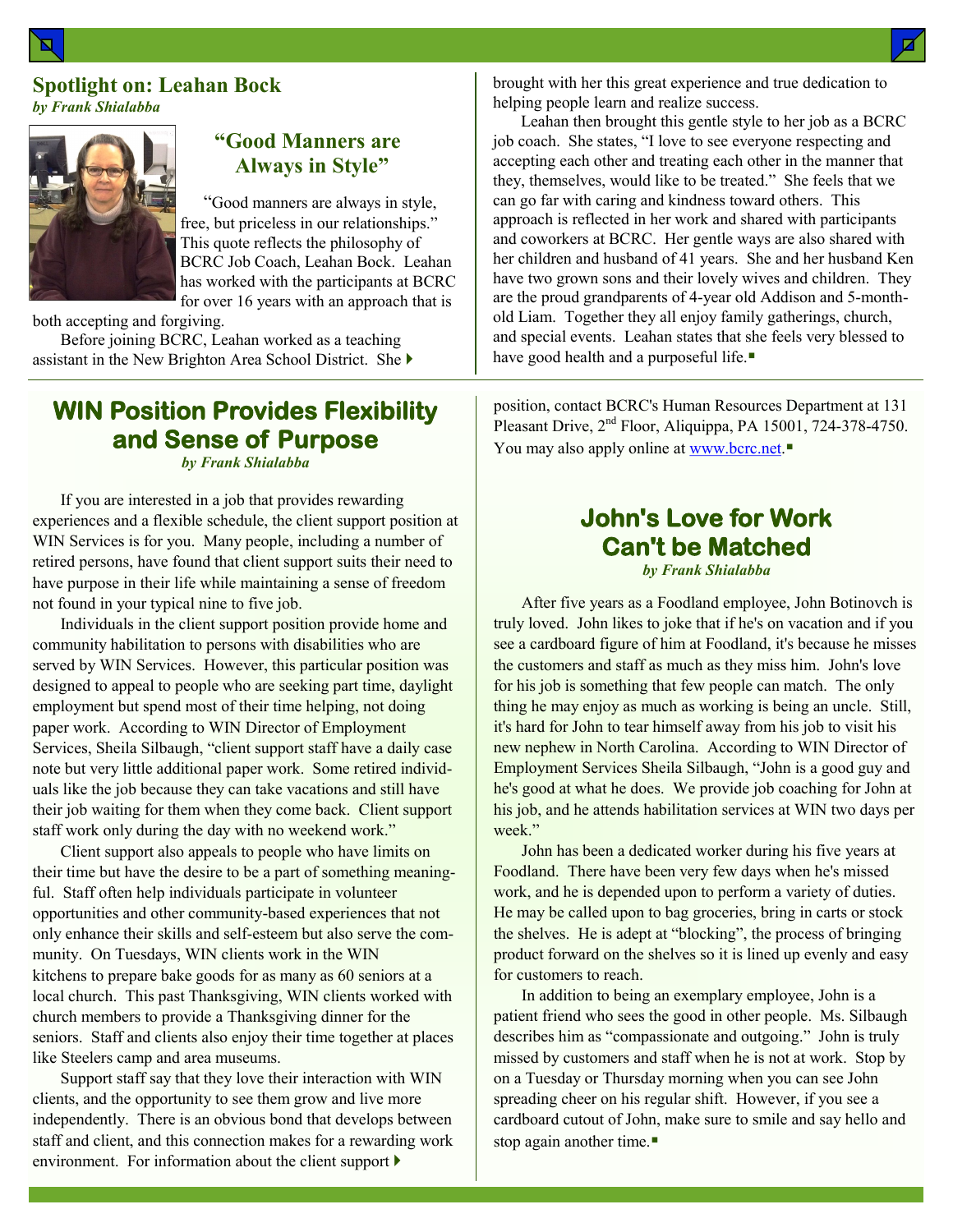## Spotlight on: Leahan Bock

*by Frank Shialabba*

### "Good Manners are Always in Style"

"Good manners are always in style, free, but priceless in our relationships." This quote reflects the philosophy of BCRC Job Coach, Leahan Bock. Leahan has worked with the participants at BCRC for over 16 years with an approach that is both accepting and forgiving.

Before joining BCRC, Leahan worked as a teaching assistant in the New Brighton Area School District. She brought with her this great experience and true dedication to helping people learn and realize success.

Leahan then brought this gentle style to her job as a BCRC job coach. She states, "I love to see everyone respecting and accepting each other and treating each other in the manner that they, themselves, would like to be treated." She feels that we can go far with caring and kindness toward others. This approach is reflected in her work and shared with participants and coworkers at BCRC. Her gentle ways are also shared with her children and husband of 41 years. She and her husband Ken have two grown sons and their lovely wives and children. They are the proud grandparents of 4-year old Addison and 5-month-old Liam. Together they all enjoy family gatherings, church, and special events. Leahan states that she feels very blessed to have good health and a purposeful life.▪

## WIN Position Provides Flexibility and Sense of Purpose

*by Frank Shialabba*

If you are interested in a job that provides rewarding experiences and a flexible schedule, the client support position at WIN Services is for you. Many people, including a number of retired persons, have found that client support suits their need to have purpose in their life while maintaining a sense of freedom not found in your typical nine to five job.

Individuals in the client support position provide home and community habilitation to persons with disabilities who are served by WIN Services. However, this particular position was designed to appeal to people who are seeking part time, daylight employment but spend most of their time helping, not doing paper work. According to WIN Director of Employment Services, Sheila Silbaugh, "client support staff have a daily case note but very little additional paper work. Some retired individuals like the job because they can take vacations and still have their job waiting for them when they come back. Client support staff work only during the day with no weekend work."

Client support also appeals to people who have limits on their time but have the desire to be a part of something meaningful. Staff often help individuals participate in volunteer opportunities and other community-based experiences that not only enhance their skills and self-esteem but also serve the community. On Tuesdays, WIN clients work in the WIN kitchens to prepare bake goods for as many as 60 seniors at a local church. This past Thanksgiving, WIN clients worked with church members to provide a Thanksgiving dinner for the seniors. Staff and clients also enjoy their time together at places like Steelers camp and area museums.

Support staff say that they love their interaction with WIN clients, and the opportunity to see them grow and live more independently. There is an obvious bond that develops between staff and client, and this connection makes for a rewarding work environment. For information about the client support position, contact BCRC's Human Resources Department at 131 Pleasant Drive, 2nd Floor, Aliquippa, PA 15001, 724-378-4750. You may also apply online at www.bcrc.net.▪

## John's Love for Work Can't be Matched

*by Frank Shialabba*

After five years as a Foodland employee, John Botinovch is truly loved. John likes to joke that if he's on vacation and if you see a cardboard figure of him at Foodland, it's because he misses the customers and staff as much as they miss him. John's love for his job is something that few people can match. The only thing he may enjoy as much as working is being an uncle. Still, it's hard for John to tear himself away from his job to visit his new nephew in North Carolina. According to WIN Director of Employment Services Sheila Silbaugh, "John is a good guy and he's good at what he does. We provide job coaching for John at his job, and he attends habilitation services at WIN two days per week."

John has been a dedicated worker during his five years at Foodland. There have been very few days when he's missed work, and he is depended upon to perform a variety of duties. He may be called upon to bag groceries, bring in carts or stock the shelves. He is adept at "blocking", the process of bringing product forward on the shelves so it is lined up evenly and easy for customers to reach.

In addition to being an exemplary employee, John is a patient friend who sees the good in other people. Ms. Silbaugh describes him as "compassionate and outgoing." John is truly missed by customers and staff when he is not at work. Stop by on a Tuesday or Thursday morning when you can see John spreading cheer on his regular shift. However, if you see a cardboard cutout of John, make sure to smile and say hello and stop again another time.▪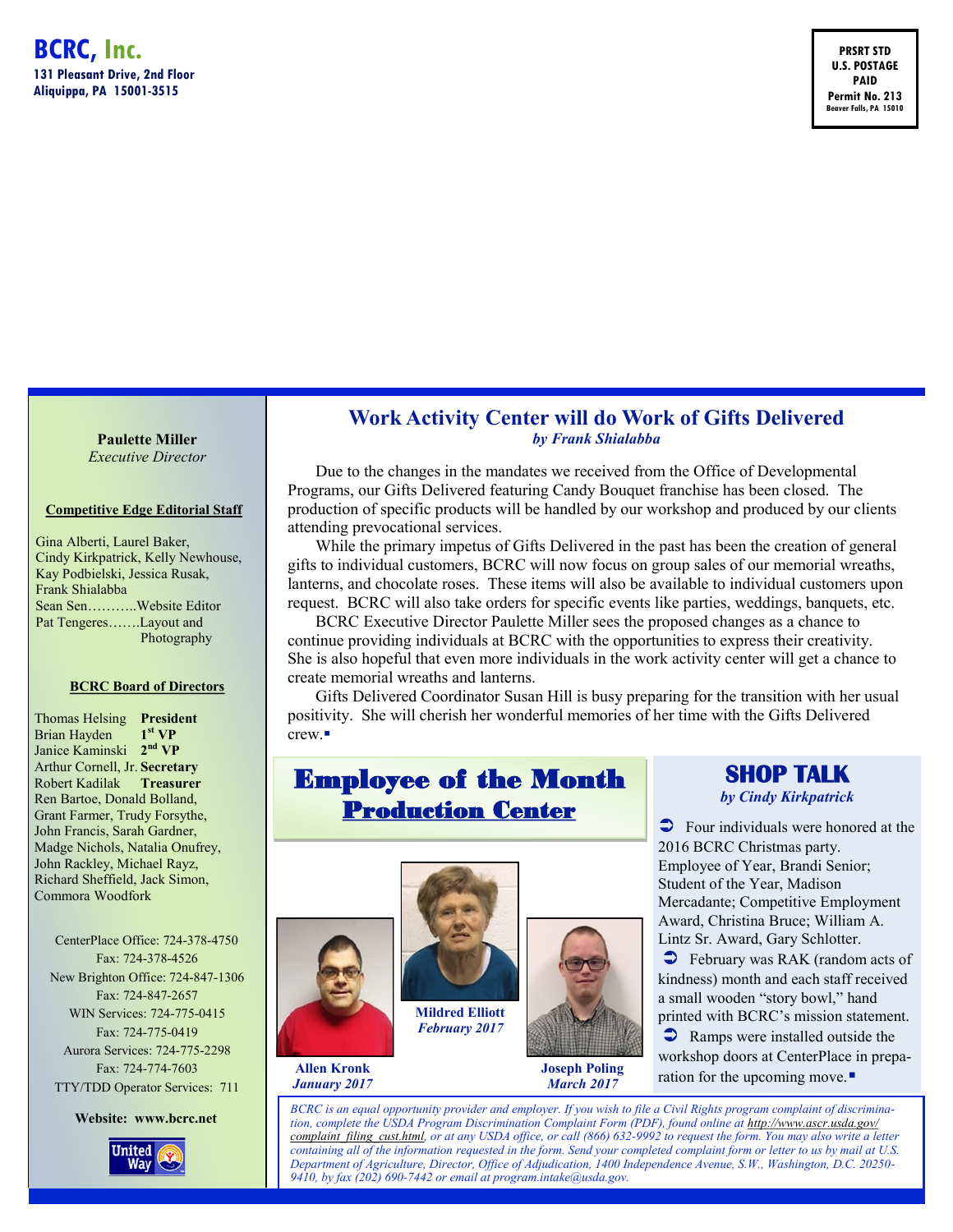**BCRC, Inc.**
**131 Pleasant Drive, 2nd Floor**
**Aliquippa, PA 15001-3515**

PRSRT STD
U.S. POSTAGE
PAID
Permit No. 213
Beaver Falls, PA 15010

**Paulette Miller**
*Executive Director*

**Competitive Edge Editorial Staff**

Gina Alberti, Laurel Baker, Cindy Kirkpatrick, Kelly Newhouse, Kay Podbielski, Jessica Rusak, Frank Shialabba
Sean Sen………..Website Editor
Pat Tengeres…….Layout and Photography

**BCRC Board of Directors**

Thomas Helsing **President**
Brian Hayden **1st VP**
Janice Kaminski **2nd VP**
Arthur Cornell, Jr. **Secretary**
Robert Kadilak **Treasurer**
Ren Bartoe, Donald Bolland, Grant Farmer, Trudy Forsythe, John Francis, Sarah Gardner, Madge Nichols, Natalia Onufrey, John Rackley, Michael Rayz, Richard Sheffield, Jack Simon, Commora Woodfork

CenterPlace Office: 724-378-4750
Fax: 724-378-4526
New Brighton Office: 724-847-1306
Fax: 724-847-2657
WIN Services: 724-775-0415
Fax: 724-775-0419
Aurora Services: 724-775-2298
Fax: 724-774-7603
TTY/TDD Operator Services: 711

**Website: www.bcrc.net**

United Way

## Work Activity Center will do Work of Gifts Delivered

*by Frank Shialabba*

Due to the changes in the mandates we received from the Office of Developmental Programs, our Gifts Delivered featuring Candy Bouquet franchise has been closed. The production of specific products will be handled by our workshop and produced by our clients attending prevocational services.

While the primary impetus of Gifts Delivered in the past has been the creation of general gifts to individual customers, BCRC will now focus on group sales of our memorial wreaths, lanterns, and chocolate roses. These items will also be available to individual customers upon request. BCRC will also take orders for specific events like parties, weddings, banquets, etc.

BCRC Executive Director Paulette Miller sees the proposed changes as a chance to continue providing individuals at BCRC with the opportunities to express their creativity. She is also hopeful that even more individuals in the work activity center will get a chance to create memorial wreaths and lanterns.

Gifts Delivered Coordinator Susan Hill is busy preparing for the transition with her usual positivity. She will cherish her wonderful memories of her time with the Gifts Delivered crew.▪

## Employee of the Month
## Production Center

**Allen Kronk**
*January 2017*

**Mildred Elliott**
*February 2017*

**Joseph Poling**
*March 2017*

## SHOP TALK

*by Cindy Kirkpatrick*

➲ Four individuals were honored at the 2016 BCRC Christmas party. Employee of Year, Brandi Senior; Student of the Year, Madison Mercadante; Competitive Employment Award, Christina Bruce; William A. Lintz Sr. Award, Gary Schlotter.

➲ February was RAK (random acts of kindness) month and each staff received a small wooden "story bowl," hand printed with BCRC's mission statement.

➲ Ramps were installed outside the workshop doors at CenterPlace in preparation for the upcoming move.▪

*BCRC is an equal opportunity provider and employer. If you wish to file a Civil Rights program complaint of discrimination, complete the USDA Program Discrimination Complaint Form (PDF), found online at http://www.ascr.usda.gov/complaint_filing_cust.html, or at any USDA office, or call (866) 632-9992 to request the form. You may also write a letter containing all of the information requested in the form. Send your completed complaint form or letter to us by mail at U.S. Department of Agriculture, Director, Office of Adjudication, 1400 Independence Avenue, S.W., Washington, D.C. 20250-9410, by fax (202) 690-7442 or email at program.intake@usda.gov.*